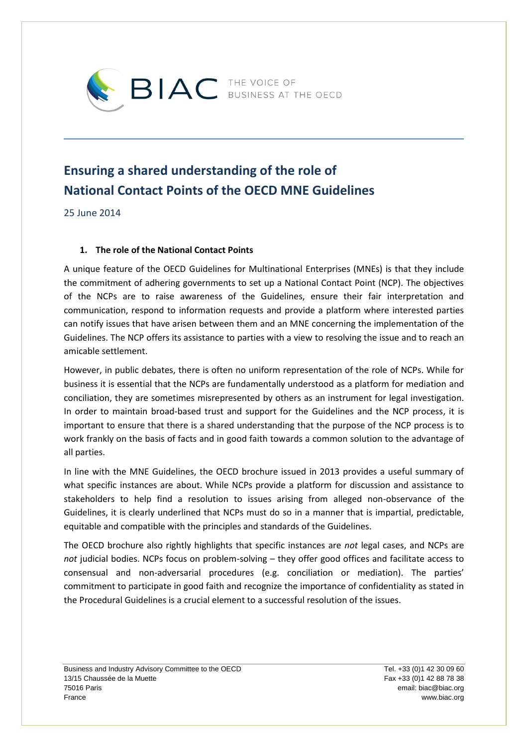BIAC THE VOICE OF BUSINESS AT THE OECD

# Ensuring a shared understanding of the role of National Contact Points of the OECD MNE Guidelines

25 June 2014

## 1. The role of the National Contact Points

A unique feature of the OECD Guidelines for Multinational Enterprises (MNEs) is that they include the commitment of adhering governments to set up a National Contact Point (NCP). The objectives of the NCPs are to raise awareness of the Guidelines, ensure their fair interpretation and communication, respond to information requests and provide a platform where interested parties can notify issues that have arisen between them and an MNE concerning the implementation of the Guidelines. The NCP offers its assistance to parties with a view to resolving the issue and to reach an amicable settlement.

However, in public debates, there is often no uniform representation of the role of NCPs. While for business it is essential that the NCPs are fundamentally understood as a platform for mediation and conciliation, they are sometimes misrepresented by others as an instrument for legal investigation. In order to maintain broad-based trust and support for the Guidelines and the NCP process, it is important to ensure that there is a shared understanding that the purpose of the NCP process is to work frankly on the basis of facts and in good faith towards a common solution to the advantage of all parties.

In line with the MNE Guidelines, the OECD brochure issued in 2013 provides a useful summary of what specific instances are about. While NCPs provide a platform for discussion and assistance to stakeholders to help find a resolution to issues arising from alleged non-observance of the Guidelines, it is clearly underlined that NCPs must do so in a manner that is impartial, predictable, equitable and compatible with the principles and standards of the Guidelines.

The OECD brochure also rightly highlights that specific instances are *not* legal cases, and NCPs are *not* judicial bodies. NCPs focus on problem-solving – they offer good offices and facilitate access to consensual and non-adversarial procedures (e.g. conciliation or mediation). The parties' commitment to participate in good faith and recognize the importance of confidentiality as stated in the Procedural Guidelines is a crucial element to a successful resolution of the issues.

Business and Industry Advisory Committee to the OECD
13/15 Chaussée de la Muette
75016 Paris
France

Tel. +33 (0)1 42 30 09 60
Fax +33 (0)1 42 88 78 38
email: biac@biac.org
www.biac.org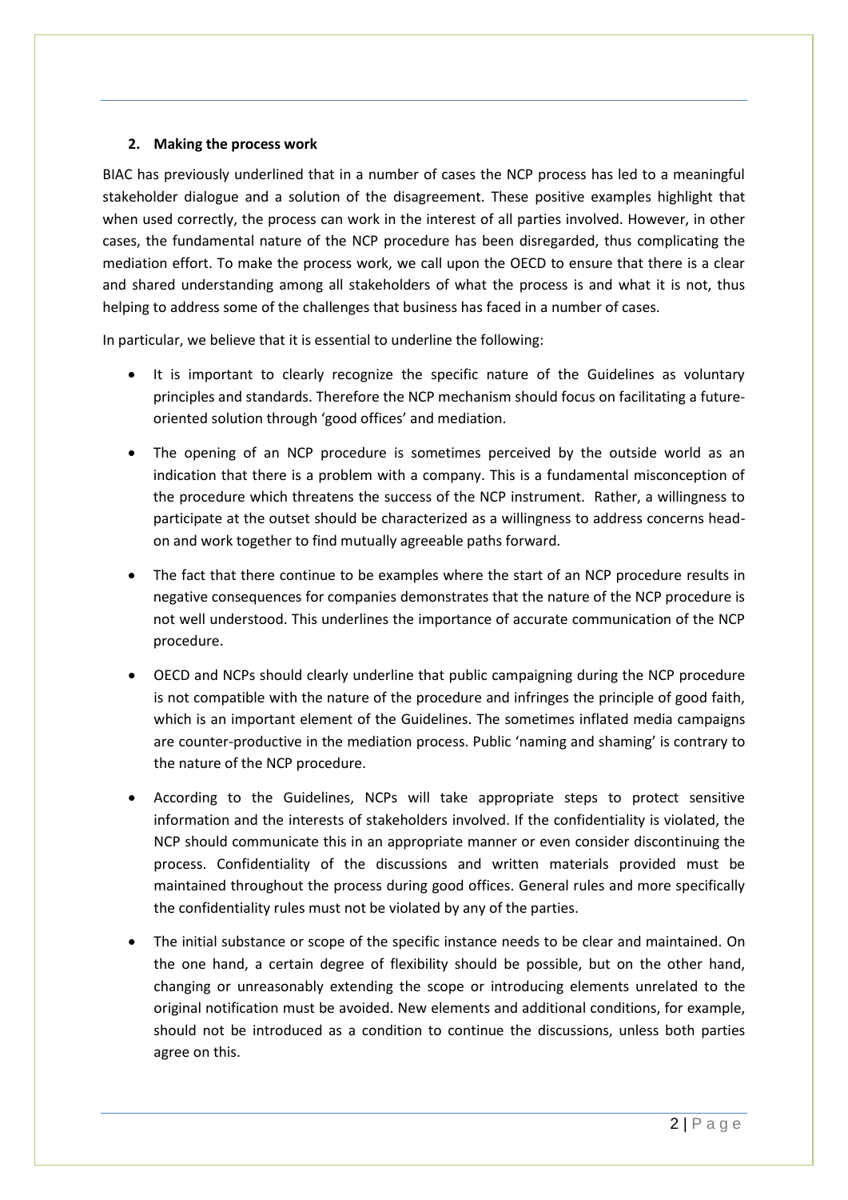## 2. Making the process work

BIAC has previously underlined that in a number of cases the NCP process has led to a meaningful stakeholder dialogue and a solution of the disagreement. These positive examples highlight that when used correctly, the process can work in the interest of all parties involved. However, in other cases, the fundamental nature of the NCP procedure has been disregarded, thus complicating the mediation effort. To make the process work, we call upon the OECD to ensure that there is a clear and shared understanding among all stakeholders of what the process is and what it is not, thus helping to address some of the challenges that business has faced in a number of cases.

In particular, we believe that it is essential to underline the following:

- It is important to clearly recognize the specific nature of the Guidelines as voluntary principles and standards. Therefore the NCP mechanism should focus on facilitating a future-oriented solution through 'good offices' and mediation.
- The opening of an NCP procedure is sometimes perceived by the outside world as an indication that there is a problem with a company. This is a fundamental misconception of the procedure which threatens the success of the NCP instrument. Rather, a willingness to participate at the outset should be characterized as a willingness to address concerns head-on and work together to find mutually agreeable paths forward.
- The fact that there continue to be examples where the start of an NCP procedure results in negative consequences for companies demonstrates that the nature of the NCP procedure is not well understood. This underlines the importance of accurate communication of the NCP procedure.
- OECD and NCPs should clearly underline that public campaigning during the NCP procedure is not compatible with the nature of the procedure and infringes the principle of good faith, which is an important element of the Guidelines. The sometimes inflated media campaigns are counter-productive in the mediation process. Public 'naming and shaming' is contrary to the nature of the NCP procedure.
- According to the Guidelines, NCPs will take appropriate steps to protect sensitive information and the interests of stakeholders involved. If the confidentiality is violated, the NCP should communicate this in an appropriate manner or even consider discontinuing the process. Confidentiality of the discussions and written materials provided must be maintained throughout the process during good offices. General rules and more specifically the confidentiality rules must not be violated by any of the parties.
- The initial substance or scope of the specific instance needs to be clear and maintained. On the one hand, a certain degree of flexibility should be possible, but on the other hand, changing or unreasonably extending the scope or introducing elements unrelated to the original notification must be avoided. New elements and additional conditions, for example, should not be introduced as a condition to continue the discussions, unless both parties agree on this.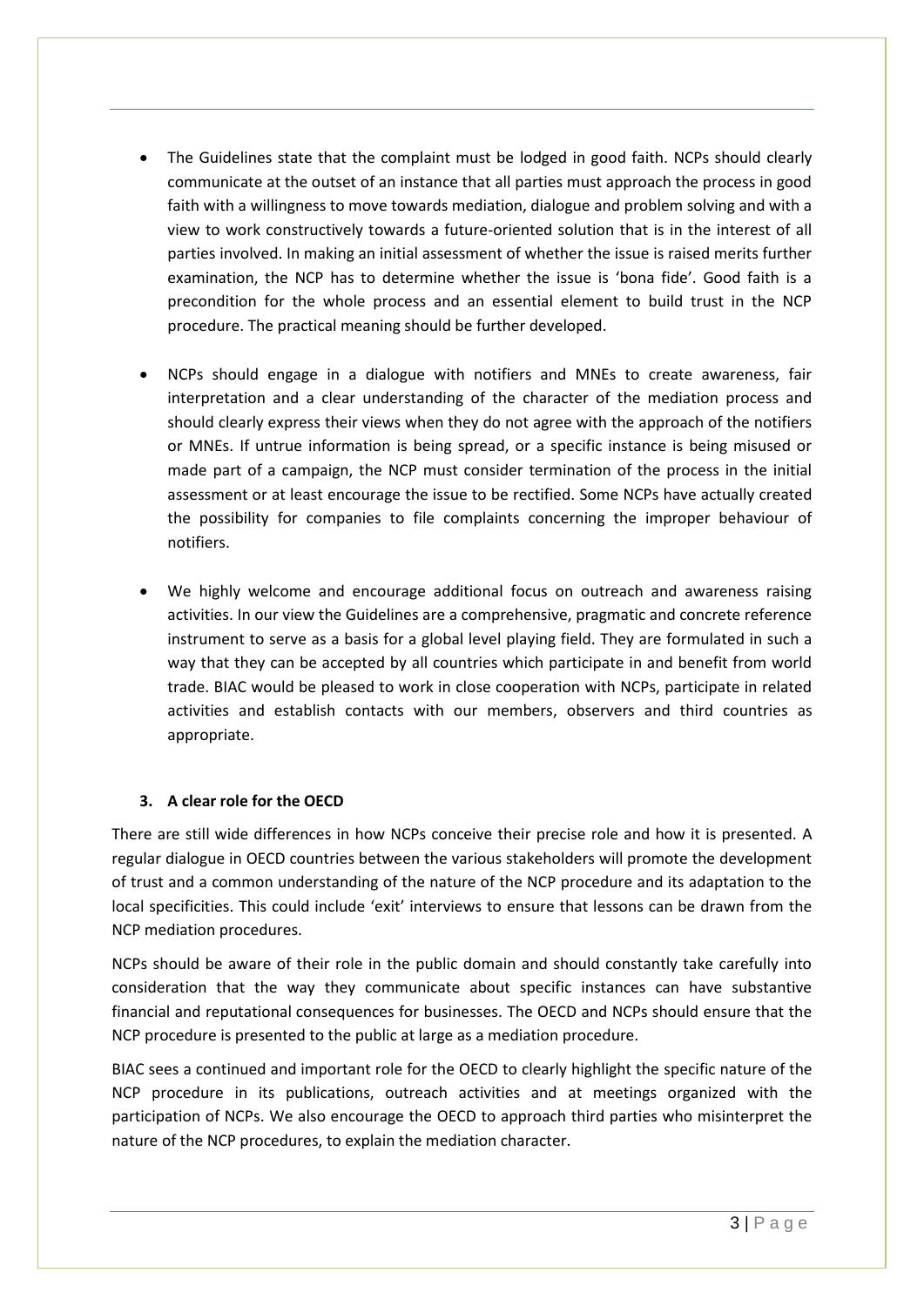- The Guidelines state that the complaint must be lodged in good faith. NCPs should clearly communicate at the outset of an instance that all parties must approach the process in good faith with a willingness to move towards mediation, dialogue and problem solving and with a view to work constructively towards a future-oriented solution that is in the interest of all parties involved. In making an initial assessment of whether the issue raised merits further examination, the NCP has to determine whether the issue is 'bona fide'. Good faith is a precondition for the whole process and an essential element to build trust in the NCP procedure. The practical meaning should be further developed.

- NCPs should engage in a dialogue with notifiers and MNEs to create awareness, fair interpretation and a clear understanding of the character of the mediation process and should clearly express their views when they do not agree with the approach of the notifiers or MNEs. If untrue information is being spread, or a specific instance is being misused or made part of a campaign, the NCP must consider termination of the process in the initial assessment or at least encourage the issue to be rectified. Some NCPs have actually created the possibility for companies to file complaints concerning the improper behaviour of notifiers.

- We highly welcome and encourage additional focus on outreach and awareness raising activities. In our view the Guidelines are a comprehensive, pragmatic and concrete reference instrument to serve as a basis for a global level playing field. They are formulated in such a way that they can be accepted by all countries which participate in and benefit from world trade. BIAC would be pleased to work in close cooperation with NCPs, participate in related activities and establish contacts with our members, observers and third countries as appropriate.

### 3. A clear role for the OECD

There are still wide differences in how NCPs conceive their precise role and how it is presented. A regular dialogue in OECD countries between the various stakeholders will promote the development of trust and a common understanding of the nature of the NCP procedure and its adaptation to the local specificities. This could include 'exit' interviews to ensure that lessons can be drawn from the NCP mediation procedures.

NCPs should be aware of their role in the public domain and should constantly take carefully into consideration that the way they communicate about specific instances can have substantive financial and reputational consequences for businesses. The OECD and NCPs should ensure that the NCP procedure is presented to the public at large as a mediation procedure.

BIAC sees a continued and important role for the OECD to clearly highlight the specific nature of the NCP procedure in its publications, outreach activities and at meetings organized with the participation of NCPs. We also encourage the OECD to approach third parties who misinterpret the nature of the NCP procedures, to explain the mediation character.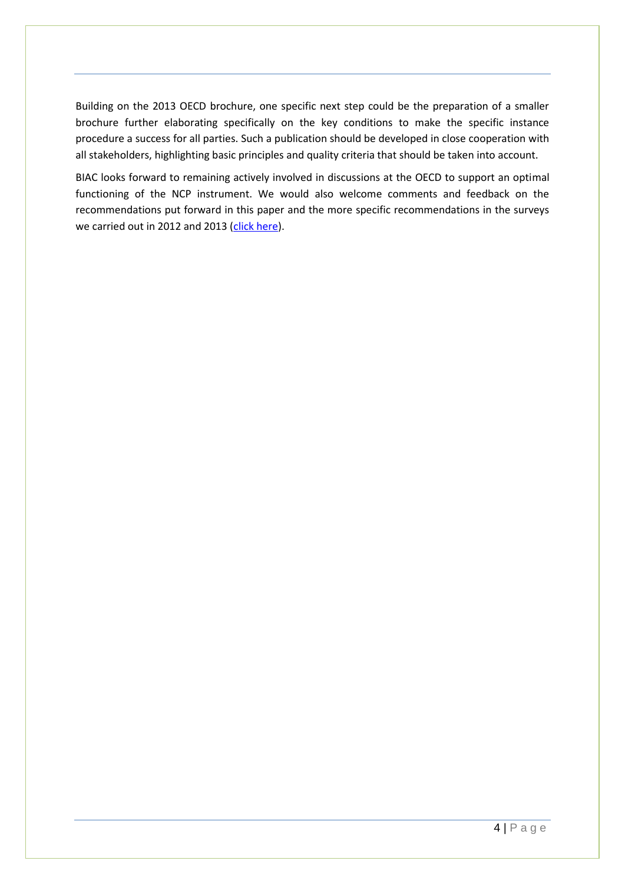Building on the 2013 OECD brochure, one specific next step could be the preparation of a smaller brochure further elaborating specifically on the key conditions to make the specific instance procedure a success for all parties. Such a publication should be developed in close cooperation with all stakeholders, highlighting basic principles and quality criteria that should be taken into account.

BIAC looks forward to remaining actively involved in discussions at the OECD to support an optimal functioning of the NCP instrument. We would also welcome comments and feedback on the recommendations put forward in this paper and the more specific recommendations in the surveys we carried out in 2012 and 2013 (click here).